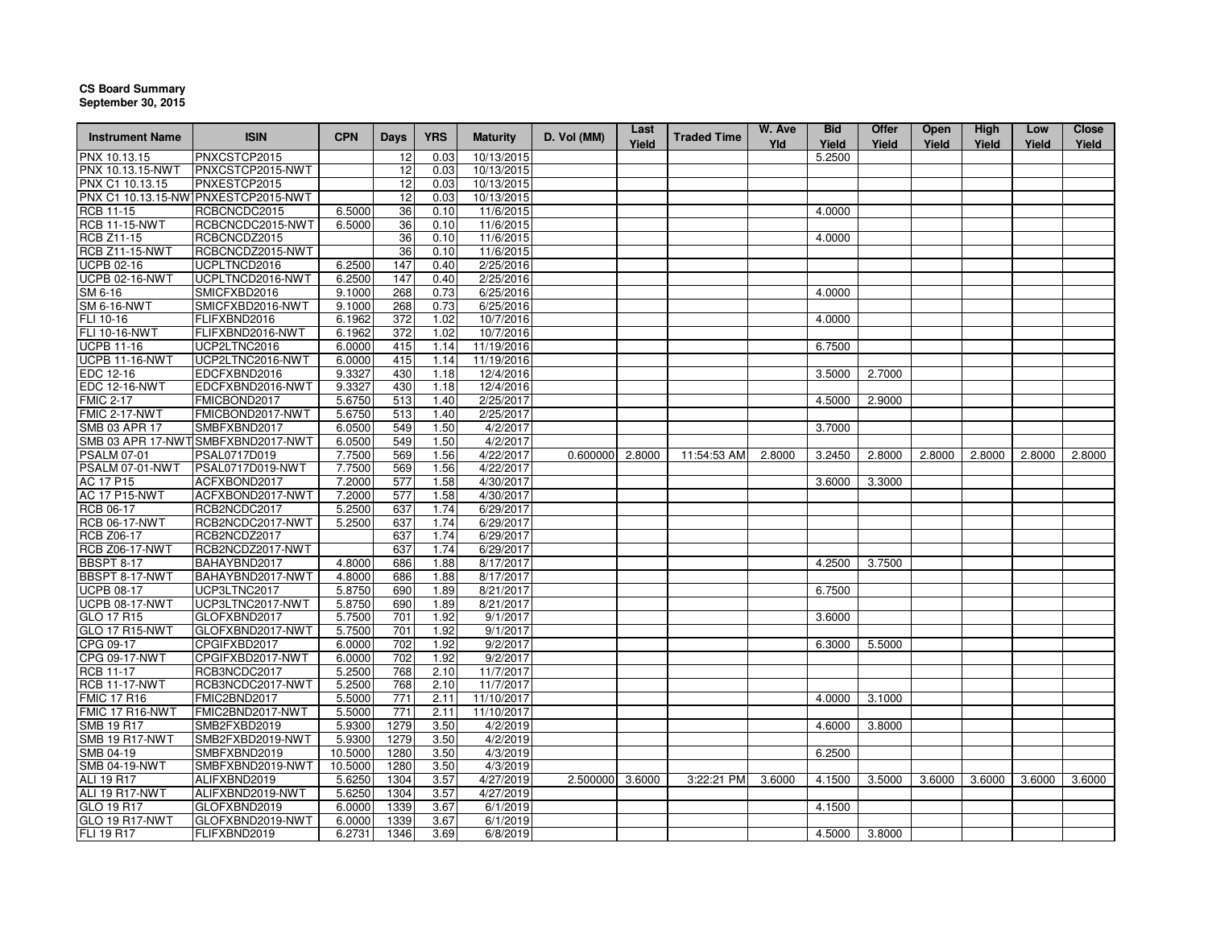**CS Board Summary**
**September 30, 2015**

| Instrument Name | ISIN | CPN | Days | YRS | Maturity | D. Vol (MM) | Last Yield | Traded Time | W. Ave Yld | Bid Yield | Offer Yield | Open Yield | High Yield | Low Yield | Close Yield |
|---|---|---|---|---|---|---|---|---|---|---|---|---|---|---|---|
| PNX 10.13.15 | PNXCSTCP2015 | | 12 | 0.03 | 10/13/2015 | | | | | 5.2500 | | | | | |
| PNX 10.13.15-NWT | PNXCSTCP2015-NWT | | 12 | 0.03 | 10/13/2015 | | | | | | | | | | |
| PNX C1 10.13.15 | PNXESTCP2015 | | 12 | 0.03 | 10/13/2015 | | | | | | | | | | |
| PNX C1 10.13.15-NWT | PNXESTCP2015-NWT | | 12 | 0.03 | 10/13/2015 | | | | | | | | | | |
| RCB 11-15 | RCBCNCDC2015 | 6.5000 | 36 | 0.10 | 11/6/2015 | | | | | 4.0000 | | | | | |
| RCB 11-15-NWT | RCBCNCDC2015-NWT | 6.5000 | 36 | 0.10 | 11/6/2015 | | | | | | | | | | |
| RCB Z11-15 | RCBCNCDZ2015 | | 36 | 0.10 | 11/6/2015 | | | | | 4.0000 | | | | | |
| RCB Z11-15-NWT | RCBCNCDZ2015-NWT | | 36 | 0.10 | 11/6/2015 | | | | | | | | | | |
| UCPB 02-16 | UCPLTNCD2016 | 6.2500 | 147 | 0.40 | 2/25/2016 | | | | | | | | | | |
| UCPB 02-16-NWT | UCPLTNCD2016-NWT | 6.2500 | 147 | 0.40 | 2/25/2016 | | | | | | | | | | |
| SM 6-16 | SMICFXBD2016 | 9.1000 | 268 | 0.73 | 6/25/2016 | | | | | 4.0000 | | | | | |
| SM 6-16-NWT | SMICFXBD2016-NWT | 9.1000 | 268 | 0.73 | 6/25/2016 | | | | | | | | | | |
| FLI 10-16 | FLIFXBND2016 | 6.1962 | 372 | 1.02 | 10/7/2016 | | | | | 4.0000 | | | | | |
| FLI 10-16-NWT | FLIFXBND2016-NWT | 6.1962 | 372 | 1.02 | 10/7/2016 | | | | | | | | | | |
| UCPB 11-16 | UCP2LTNC2016 | 6.0000 | 415 | 1.14 | 11/19/2016 | | | | | 6.7500 | | | | | |
| UCPB 11-16-NWT | UCP2LTNC2016-NWT | 6.0000 | 415 | 1.14 | 11/19/2016 | | | | | | | | | | |
| EDC 12-16 | EDCFXBND2016 | 9.3327 | 430 | 1.18 | 12/4/2016 | | | | | 3.5000 | 2.7000 | | | | |
| EDC 12-16-NWT | EDCFXBND2016-NWT | 9.3327 | 430 | 1.18 | 12/4/2016 | | | | | | | | | | |
| FMIC 2-17 | FMICBOND2017 | 5.6750 | 513 | 1.40 | 2/25/2017 | | | | | 4.5000 | 2.9000 | | | | |
| FMIC 2-17-NWT | FMICBOND2017-NWT | 5.6750 | 513 | 1.40 | 2/25/2017 | | | | | | | | | | |
| SMB 03 APR 17 | SMBFXBND2017 | 6.0500 | 549 | 1.50 | 4/2/2017 | | | | | 3.7000 | | | | | |
| SMB 03 APR 17-NWT | SMBFXBND2017-NWT | 6.0500 | 549 | 1.50 | 4/2/2017 | | | | | | | | | | |
| PSALM 07-01 | PSAL0717D019 | 7.7500 | 569 | 1.56 | 4/22/2017 | 0.600000 | 2.8000 | 11:54:53 AM | 2.8000 | 3.2450 | 2.8000 | 2.8000 | 2.8000 | 2.8000 | 2.8000 |
| PSALM 07-01-NWT | PSAL0717D019-NWT | 7.7500 | 569 | 1.56 | 4/22/2017 | | | | | | | | | | |
| AC 17 P15 | ACFXBOND2017 | 7.2000 | 577 | 1.58 | 4/30/2017 | | | | | 3.6000 | 3.3000 | | | | |
| AC 17 P15-NWT | ACFXBOND2017-NWT | 7.2000 | 577 | 1.58 | 4/30/2017 | | | | | | | | | | |
| RCB 06-17 | RCB2NCDC2017 | 5.2500 | 637 | 1.74 | 6/29/2017 | | | | | | | | | | |
| RCB 06-17-NWT | RCB2NCDC2017-NWT | 5.2500 | 637 | 1.74 | 6/29/2017 | | | | | | | | | | |
| RCB Z06-17 | RCB2NCDZ2017 | | 637 | 1.74 | 6/29/2017 | | | | | | | | | | |
| RCB Z06-17-NWT | RCB2NCDZ2017-NWT | | 637 | 1.74 | 6/29/2017 | | | | | | | | | | |
| BBSPT 8-17 | BAHAYBND2017 | 4.8000 | 686 | 1.88 | 8/17/2017 | | | | | 4.2500 | 3.7500 | | | | |
| BBSPT 8-17-NWT | BAHAYBND2017-NWT | 4.8000 | 686 | 1.88 | 8/17/2017 | | | | | | | | | | |
| UCPB 08-17 | UCP3LTNC2017 | 5.8750 | 690 | 1.89 | 8/21/2017 | | | | | 6.7500 | | | | | |
| UCPB 08-17-NWT | UCP3LTNC2017-NWT | 5.8750 | 690 | 1.89 | 8/21/2017 | | | | | | | | | | |
| GLO 17 R15 | GLOFXBND2017 | 5.7500 | 701 | 1.92 | 9/1/2017 | | | | | 3.6000 | | | | | |
| GLO 17 R15-NWT | GLOFXBND2017-NWT | 5.7500 | 701 | 1.92 | 9/1/2017 | | | | | | | | | | |
| CPG 09-17 | CPGIFXBD2017 | 6.0000 | 702 | 1.92 | 9/2/2017 | | | | | 6.3000 | 5.5000 | | | | |
| CPG 09-17-NWT | CPGIFXBD2017-NWT | 6.0000 | 702 | 1.92 | 9/2/2017 | | | | | | | | | | |
| RCB 11-17 | RCB3NCDC2017 | 5.2500 | 768 | 2.10 | 11/7/2017 | | | | | | | | | | |
| RCB 11-17-NWT | RCB3NCDC2017-NWT | 5.2500 | 768 | 2.10 | 11/7/2017 | | | | | | | | | | |
| FMIC 17 R16 | FMIC2BND2017 | 5.5000 | 771 | 2.11 | 11/10/2017 | | | | | 4.0000 | 3.1000 | | | | |
| FMIC 17 R16-NWT | FMIC2BND2017-NWT | 5.5000 | 771 | 2.11 | 11/10/2017 | | | | | | | | | | |
| SMB 19 R17 | SMB2FXBD2019 | 5.9300 | 1279 | 3.50 | 4/2/2019 | | | | | 4.6000 | 3.8000 | | | | |
| SMB 19 R17-NWT | SMB2FXBD2019-NWT | 5.9300 | 1279 | 3.50 | 4/2/2019 | | | | | | | | | | |
| SMB 04-19 | SMBFXBND2019 | 10.5000 | 1280 | 3.50 | 4/3/2019 | | | | | 6.2500 | | | | | |
| SMB 04-19-NWT | SMBFXBND2019-NWT | 10.5000 | 1280 | 3.50 | 4/3/2019 | | | | | | | | | | |
| ALI 19 R17 | ALIFXBND2019 | 5.6250 | 1304 | 3.57 | 4/27/2019 | 2.500000 | 3.6000 | 3:22:21 PM | 3.6000 | 4.1500 | 3.5000 | 3.6000 | 3.6000 | 3.6000 | 3.6000 |
| ALI 19 R17-NWT | ALIFXBND2019-NWT | 5.6250 | 1304 | 3.57 | 4/27/2019 | | | | | | | | | | |
| GLO 19 R17 | GLOFXBND2019 | 6.0000 | 1339 | 3.67 | 6/1/2019 | | | | | 4.1500 | | | | | |
| GLO 19 R17-NWT | GLOFXBND2019-NWT | 6.0000 | 1339 | 3.67 | 6/1/2019 | | | | | | | | | | |
| FLI 19 R17 | FLIFXBND2019 | 6.2731 | 1346 | 3.69 | 6/8/2019 | | | | | 4.5000 | 3.8000 | | | | |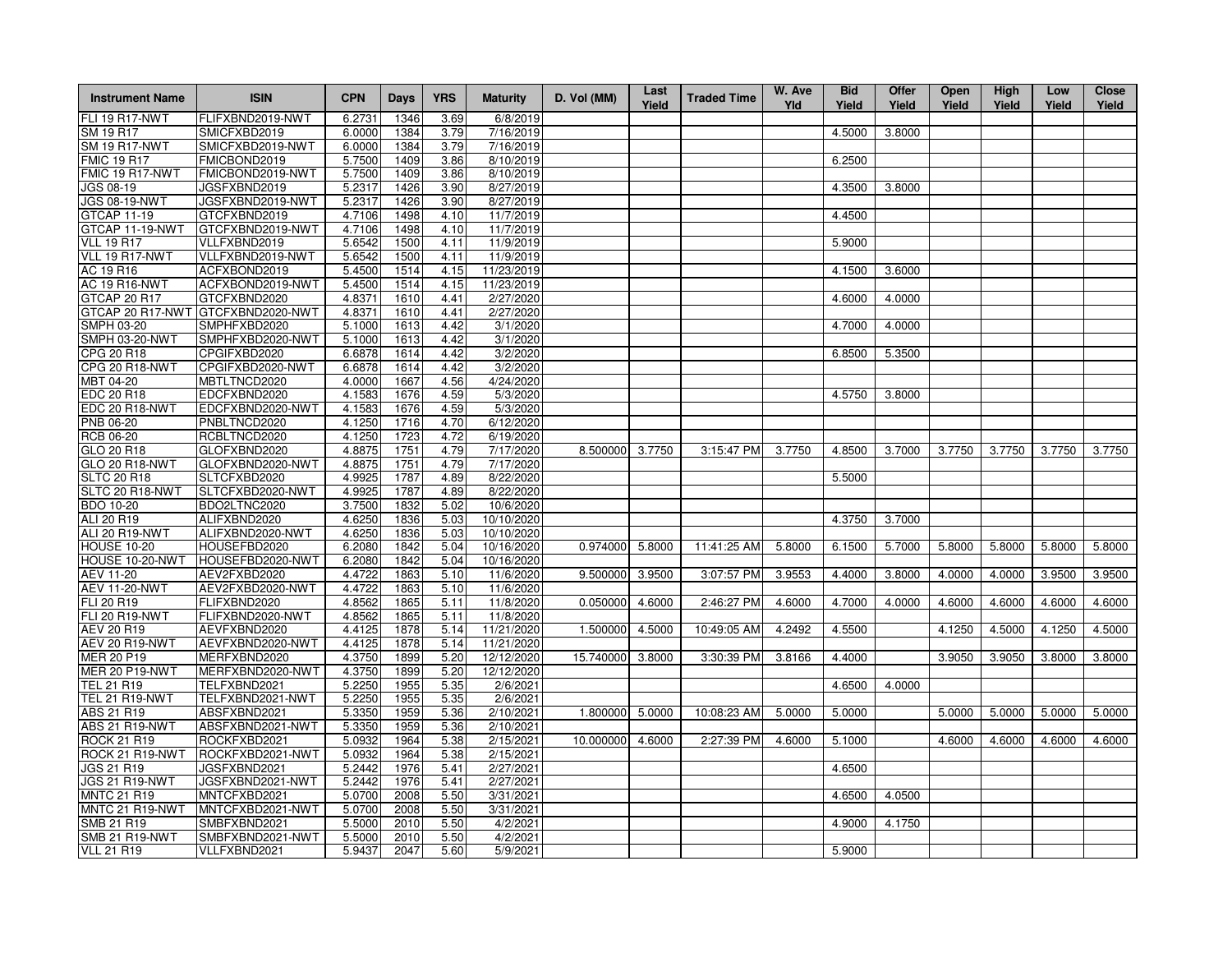| Instrument Name | ISIN | CPN | Days | YRS | Maturity | D. Vol (MM) | Last Yield | Traded Time | W. Ave Yld | Bid Yield | Offer Yield | Open Yield | High Yield | Low Yield | Close Yield |
|---|---|---|---|---|---|---|---|---|---|---|---|---|---|---|---|
| FLI 19 R17-NWT | FLIFXBND2019-NWT | 6.2731 | 1346 | 3.69 | 6/8/2019 | | | | | | | | | | |
| SM 19 R17 | SMICFXBD2019 | 6.0000 | 1384 | 3.79 | 7/16/2019 | | | | | 4.5000 | 3.8000 | | | | |
| SM 19 R17-NWT | SMICFXBD2019-NWT | 6.0000 | 1384 | 3.79 | 7/16/2019 | | | | | | | | | | |
| FMIC 19 R17 | FMICBOND2019 | 5.7500 | 1409 | 3.86 | 8/10/2019 | | | | | 6.2500 | | | | | |
| FMIC 19 R17-NWT | FMICBOND2019-NWT | 5.7500 | 1409 | 3.86 | 8/10/2019 | | | | | | | | | | |
| JGS 08-19 | JGSFXBND2019 | 5.2317 | 1426 | 3.90 | 8/27/2019 | | | | | 4.3500 | 3.8000 | | | | |
| JGS 08-19-NWT | JGSFXBND2019-NWT | 5.2317 | 1426 | 3.90 | 8/27/2019 | | | | | | | | | | |
| GTCAP 11-19 | GTCFXBND2019 | 4.7106 | 1498 | 4.10 | 11/7/2019 | | | | | 4.4500 | | | | | |
| GTCAP 11-19-NWT | GTCFXBND2019-NWT | 4.7106 | 1498 | 4.10 | 11/7/2019 | | | | | | | | | | |
| VLL 19 R17 | VLLFXBND2019 | 5.6542 | 1500 | 4.11 | 11/9/2019 | | | | | 5.9000 | | | | | |
| VLL 19 R17-NWT | VLLFXBND2019-NWT | 5.6542 | 1500 | 4.11 | 11/9/2019 | | | | | | | | | | |
| AC 19 R16 | ACFXBOND2019 | 5.4500 | 1514 | 4.15 | 11/23/2019 | | | | | 4.1500 | 3.6000 | | | | |
| AC 19 R16-NWT | ACFXBOND2019-NWT | 5.4500 | 1514 | 4.15 | 11/23/2019 | | | | | | | | | | |
| GTCAP 20 R17 | GTCFXBND2020 | 4.8371 | 1610 | 4.41 | 2/27/2020 | | | | | 4.6000 | 4.0000 | | | | |
| GTCAP 20 R17-NWT | GTCFXBND2020-NWT | 4.8371 | 1610 | 4.41 | 2/27/2020 | | | | | | | | | | |
| SMPH 03-20 | SMPHFXBD2020 | 5.1000 | 1613 | 4.42 | 3/1/2020 | | | | | 4.7000 | 4.0000 | | | | |
| SMPH 03-20-NWT | SMPHFXBD2020-NWT | 5.1000 | 1613 | 4.42 | 3/1/2020 | | | | | | | | | | |
| CPG 20 R18 | CPGIFXBD2020 | 6.6878 | 1614 | 4.42 | 3/2/2020 | | | | | 6.8500 | 5.3500 | | | | |
| CPG 20 R18-NWT | CPGIFXBD2020-NWT | 6.6878 | 1614 | 4.42 | 3/2/2020 | | | | | | | | | | |
| MBT 04-20 | MBTLTNCD2020 | 4.0000 | 1667 | 4.56 | 4/24/2020 | | | | | | | | | | |
| EDC 20 R18 | EDCFXBND2020 | 4.1583 | 1676 | 4.59 | 5/3/2020 | | | | | 4.5750 | 3.8000 | | | | |
| EDC 20 R18-NWT | EDCFXBND2020-NWT | 4.1583 | 1676 | 4.59 | 5/3/2020 | | | | | | | | | | |
| PNB 06-20 | PNBLTNCD2020 | 4.1250 | 1716 | 4.70 | 6/12/2020 | | | | | | | | | | |
| RCB 06-20 | RCBLTNCD2020 | 4.1250 | 1723 | 4.72 | 6/19/2020 | | | | | | | | | | |
| GLO 20 R18 | GLOFXBND2020 | 4.8875 | 1751 | 4.79 | 7/17/2020 | 8.500000 | 3.7750 | 3:15:47 PM | 3.7750 | 4.8500 | 3.7000 | 3.7750 | 3.7750 | 3.7750 | 3.7750 |
| GLO 20 R18-NWT | GLOFXBND2020-NWT | 4.8875 | 1751 | 4.79 | 7/17/2020 | | | | | | | | | | |
| SLTC 20 R18 | SLTCFXBD2020 | 4.9925 | 1787 | 4.89 | 8/22/2020 | | | | | 5.5000 | | | | | |
| SLTC 20 R18-NWT | SLTCFXBD2020-NWT | 4.9925 | 1787 | 4.89 | 8/22/2020 | | | | | | | | | | |
| BDO 10-20 | BDO2LTNC2020 | 3.7500 | 1832 | 5.02 | 10/6/2020 | | | | | | | | | | |
| ALI 20 R19 | ALIFXBND2020 | 4.6250 | 1836 | 5.03 | 10/10/2020 | | | | | 4.3750 | 3.7000 | | | | |
| ALI 20 R19-NWT | ALIFXBND2020-NWT | 4.6250 | 1836 | 5.03 | 10/10/2020 | | | | | | | | | | |
| HOUSE 10-20 | HOUSEFBD2020 | 6.2080 | 1842 | 5.04 | 10/16/2020 | 0.974000 | 5.8000 | 11:41:25 AM | 5.8000 | 6.1500 | 5.7000 | 5.8000 | 5.8000 | 5.8000 | 5.8000 |
| HOUSE 10-20-NWT | HOUSEFBD2020-NWT | 6.2080 | 1842 | 5.04 | 10/16/2020 | | | | | | | | | | |
| AEV 11-20 | AEV2FXBD2020 | 4.4722 | 1863 | 5.10 | 11/6/2020 | 9.500000 | 3.9500 | 3:07:57 PM | 3.9553 | 4.4000 | 3.8000 | 4.0000 | 4.0000 | 3.9500 | 3.9500 |
| AEV 11-20-NWT | AEV2FXBD2020-NWT | 4.4722 | 1863 | 5.10 | 11/6/2020 | | | | | | | | | | |
| FLI 20 R19 | FLIFXBND2020 | 4.8562 | 1865 | 5.11 | 11/8/2020 | 0.050000 | 4.6000 | 2:46:27 PM | 4.6000 | 4.7000 | 4.0000 | 4.6000 | 4.6000 | 4.6000 | 4.6000 |
| FLI 20 R19-NWT | FLIFXBND2020-NWT | 4.8562 | 1865 | 5.11 | 11/8/2020 | | | | | | | | | | |
| AEV 20 R19 | AEVFXBND2020 | 4.4125 | 1878 | 5.14 | 11/21/2020 | 1.500000 | 4.5000 | 10:49:05 AM | 4.2492 | 4.5500 | | 4.1250 | 4.5000 | 4.1250 | 4.5000 |
| AEV 20 R19-NWT | AEVFXBND2020-NWT | 4.4125 | 1878 | 5.14 | 11/21/2020 | | | | | | | | | | |
| MER 20 P19 | MERFXBND2020 | 4.3750 | 1899 | 5.20 | 12/12/2020 | 15.740000 | 3.8000 | 3:30:39 PM | 3.8166 | 4.4000 | | 3.9050 | 3.9050 | 3.8000 | 3.8000 |
| MER 20 P19-NWT | MERFXBND2020-NWT | 4.3750 | 1899 | 5.20 | 12/12/2020 | | | | | | | | | | |
| TEL 21 R19 | TELFXBND2021 | 5.2250 | 1955 | 5.35 | 2/6/2021 | | | | | 4.6500 | 4.0000 | | | | |
| TEL 21 R19-NWT | TELFXBND2021-NWT | 5.2250 | 1955 | 5.35 | 2/6/2021 | | | | | | | | | | |
| ABS 21 R19 | ABSFXBND2021 | 5.3350 | 1959 | 5.36 | 2/10/2021 | 1.800000 | 5.0000 | 10:08:23 AM | 5.0000 | 5.0000 | | 5.0000 | 5.0000 | 5.0000 | 5.0000 |
| ABS 21 R19-NWT | ABSFXBND2021-NWT | 5.3350 | 1959 | 5.36 | 2/10/2021 | | | | | | | | | | |
| ROCK 21 R19 | ROCKFXBD2021 | 5.0932 | 1964 | 5.38 | 2/15/2021 | 10.000000 | 4.6000 | 2:27:39 PM | 4.6000 | 5.1000 | | 4.6000 | 4.6000 | 4.6000 | 4.6000 |
| ROCK 21 R19-NWT | ROCKFXBD2021-NWT | 5.0932 | 1964 | 5.38 | 2/15/2021 | | | | | | | | | | |
| JGS 21 R19 | JGSFXBND2021 | 5.2442 | 1976 | 5.41 | 2/27/2021 | | | | | 4.6500 | | | | | |
| JGS 21 R19-NWT | JGSFXBND2021-NWT | 5.2442 | 1976 | 5.41 | 2/27/2021 | | | | | | | | | | |
| MNTC 21 R19 | MNTCFXBD2021 | 5.0700 | 2008 | 5.50 | 3/31/2021 | | | | | 4.6500 | 4.0500 | | | | |
| MNTC 21 R19-NWT | MNTCFXBD2021-NWT | 5.0700 | 2008 | 5.50 | 3/31/2021 | | | | | | | | | | |
| SMB 21 R19 | SMBFXBND2021 | 5.5000 | 2010 | 5.50 | 4/2/2021 | | | | | 4.9000 | 4.1750 | | | | |
| SMB 21 R19-NWT | SMBFXBND2021-NWT | 5.5000 | 2010 | 5.50 | 4/2/2021 | | | | | | | | | | |
| VLL 21 R19 | VLLFXBND2021 | 5.9437 | 2047 | 5.60 | 5/9/2021 | | | | | 5.9000 | | | | | |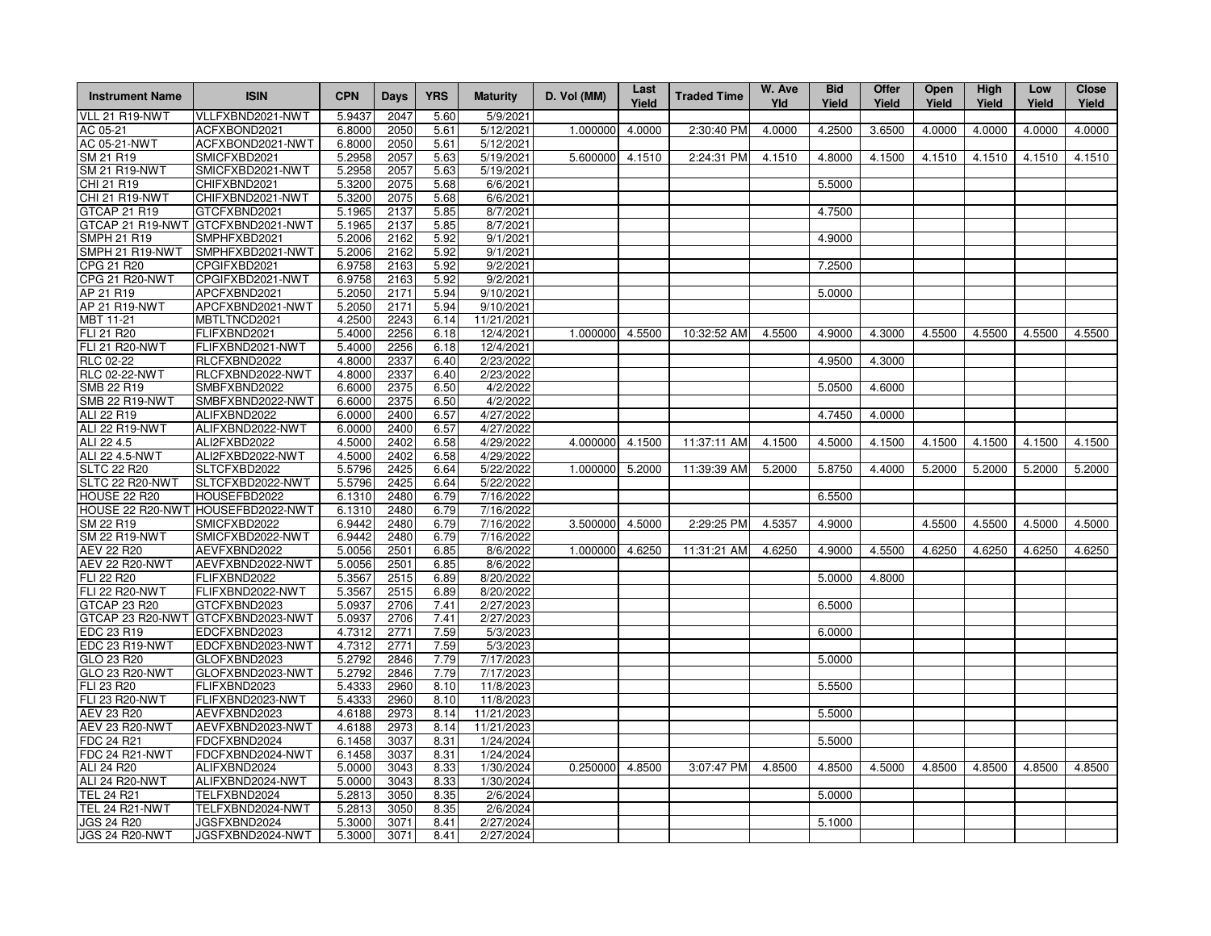| Instrument Name | ISIN | CPN | Days | YRS | Maturity | D. Vol (MM) | Last Yield | Traded Time | W. Ave Yld | Bid Yield | Offer Yield | Open Yield | High Yield | Low Yield | Close Yield |
|---|---|---|---|---|---|---|---|---|---|---|---|---|---|---|---|
| VLL 21 R19-NWT | VLLFXBND2021-NWT | 5.9437 | 2047 | 5.60 | 5/9/2021 | | | | | | | | | | |
| AC 05-21 | ACFXBOND2021 | 6.8000 | 2050 | 5.61 | 5/12/2021 | 1.000000 | 4.0000 | 2:30:40 PM | 4.0000 | 4.2500 | 3.6500 | 4.0000 | 4.0000 | 4.0000 | 4.0000 |
| AC 05-21-NWT | ACFXBOND2021-NWT | 6.8000 | 2050 | 5.61 | 5/12/2021 | | | | | | | | | | |
| SM 21 R19 | SMICFXBD2021 | 5.2958 | 2057 | 5.63 | 5/19/2021 | 5.600000 | 4.1510 | 2:24:31 PM | 4.1510 | 4.8000 | 4.1500 | 4.1510 | 4.1510 | 4.1510 | 4.1510 |
| SM 21 R19-NWT | SMICFXBD2021-NWT | 5.2958 | 2057 | 5.63 | 5/19/2021 | | | | | | | | | | |
| CHI 21 R19 | CHIFXBND2021 | 5.3200 | 2075 | 5.68 | 6/6/2021 | | | | | 5.5000 | | | | | |
| CHI 21 R19-NWT | CHIFXBND2021-NWT | 5.3200 | 2075 | 5.68 | 6/6/2021 | | | | | | | | | | |
| GTCAP 21 R19 | GTCFXBND2021 | 5.1965 | 2137 | 5.85 | 8/7/2021 | | | | | 4.7500 | | | | | |
| GTCAP 21 R19-NWT | GTCFXBND2021-NWT | 5.1965 | 2137 | 5.85 | 8/7/2021 | | | | | | | | | | |
| SMPH 21 R19 | SMPHFXBD2021 | 5.2006 | 2162 | 5.92 | 9/1/2021 | | | | | 4.9000 | | | | | |
| SMPH 21 R19-NWT | SMPHFXBD2021-NWT | 5.2006 | 2162 | 5.92 | 9/1/2021 | | | | | | | | | | |
| CPG 21 R20 | CPGIFXBD2021 | 6.9758 | 2163 | 5.92 | 9/2/2021 | | | | | 7.2500 | | | | | |
| CPG 21 R20-NWT | CPGIFXBD2021-NWT | 6.9758 | 2163 | 5.92 | 9/2/2021 | | | | | | | | | | |
| AP 21 R19 | APCFXBND2021 | 5.2050 | 2171 | 5.94 | 9/10/2021 | | | | | 5.0000 | | | | | |
| AP 21 R19-NWT | APCFXBND2021-NWT | 5.2050 | 2171 | 5.94 | 9/10/2021 | | | | | | | | | | |
| MBT 11-21 | MBTLTNCD2021 | 4.2500 | 2243 | 6.14 | 11/21/2021 | | | | | | | | | | |
| FLI 21 R20 | FLIFXBND2021 | 5.4000 | 2256 | 6.18 | 12/4/2021 | 1.000000 | 4.5500 | 10:32:52 AM | 4.5500 | 4.9000 | 4.3000 | 4.5500 | 4.5500 | 4.5500 | 4.5500 |
| FLI 21 R20-NWT | FLIFXBND2021-NWT | 5.4000 | 2256 | 6.18 | 12/4/2021 | | | | | | | | | | |
| RLC 02-22 | RLCFXBND2022 | 4.8000 | 2337 | 6.40 | 2/23/2022 | | | | | 4.9500 | 4.3000 | | | | |
| RLC 02-22-NWT | RLCFXBND2022-NWT | 4.8000 | 2337 | 6.40 | 2/23/2022 | | | | | | | | | | |
| SMB 22 R19 | SMBFXBND2022 | 6.6000 | 2375 | 6.50 | 4/2/2022 | | | | | 5.0500 | 4.6000 | | | | |
| SMB 22 R19-NWT | SMBFXBND2022-NWT | 6.6000 | 2375 | 6.50 | 4/2/2022 | | | | | | | | | | |
| ALI 22 R19 | ALIFXBND2022 | 6.0000 | 2400 | 6.57 | 4/27/2022 | | | | | 4.7450 | 4.0000 | | | | |
| ALI 22 R19-NWT | ALIFXBND2022-NWT | 6.0000 | 2400 | 6.57 | 4/27/2022 | | | | | | | | | | |
| ALI 22 4.5 | ALI2FXBD2022 | 4.5000 | 2402 | 6.58 | 4/29/2022 | 4.000000 | 4.1500 | 11:37:11 AM | 4.1500 | 4.5000 | 4.1500 | 4.1500 | 4.1500 | 4.1500 | 4.1500 |
| ALI 22 4.5-NWT | ALI2FXBD2022-NWT | 4.5000 | 2402 | 6.58 | 4/29/2022 | | | | | | | | | | |
| SLTC 22 R20 | SLTCFXBD2022 | 5.5796 | 2425 | 6.64 | 5/22/2022 | 1.000000 | 5.2000 | 11:39:39 AM | 5.2000 | 5.8750 | 4.4000 | 5.2000 | 5.2000 | 5.2000 | 5.2000 |
| SLTC 22 R20-NWT | SLTCFXBD2022-NWT | 5.5796 | 2425 | 6.64 | 5/22/2022 | | | | | | | | | | |
| HOUSE 22 R20 | HOUSEFBD2022 | 6.1310 | 2480 | 6.79 | 7/16/2022 | | | | | 6.5500 | | | | | |
| HOUSE 22 R20-NWT | HOUSEFBD2022-NWT | 6.1310 | 2480 | 6.79 | 7/16/2022 | | | | | | | | | | |
| SM 22 R19 | SMICFXBD2022 | 6.9442 | 2480 | 6.79 | 7/16/2022 | 3.500000 | 4.5000 | 2:29:25 PM | 4.5357 | 4.9000 | | 4.5500 | 4.5500 | 4.5000 | 4.5000 |
| SM 22 R19-NWT | SMICFXBD2022-NWT | 6.9442 | 2480 | 6.79 | 7/16/2022 | | | | | | | | | | |
| AEV 22 R20 | AEVFXBND2022 | 5.0056 | 2501 | 6.85 | 8/6/2022 | 1.000000 | 4.6250 | 11:31:21 AM | 4.6250 | 4.9000 | 4.5500 | 4.6250 | 4.6250 | 4.6250 | 4.6250 |
| AEV 22 R20-NWT | AEVFXBND2022-NWT | 5.0056 | 2501 | 6.85 | 8/6/2022 | | | | | | | | | | |
| FLI 22 R20 | FLIFXBND2022 | 5.3567 | 2515 | 6.89 | 8/20/2022 | | | | | 5.0000 | 4.8000 | | | | |
| FLI 22 R20-NWT | FLIFXBND2022-NWT | 5.3567 | 2515 | 6.89 | 8/20/2022 | | | | | | | | | | |
| GTCAP 23 R20 | GTCFXBND2023 | 5.0937 | 2706 | 7.41 | 2/27/2023 | | | | | 6.5000 | | | | | |
| GTCAP 23 R20-NWT | GTCFXBND2023-NWT | 5.0937 | 2706 | 7.41 | 2/27/2023 | | | | | | | | | | |
| EDC 23 R19 | EDCFXBND2023 | 4.7312 | 2771 | 7.59 | 5/3/2023 | | | | | 6.0000 | | | | | |
| EDC 23 R19-NWT | EDCFXBND2023-NWT | 4.7312 | 2771 | 7.59 | 5/3/2023 | | | | | | | | | | |
| GLO 23 R20 | GLOFXBND2023 | 5.2792 | 2846 | 7.79 | 7/17/2023 | | | | | 5.0000 | | | | | |
| GLO 23 R20-NWT | GLOFXBND2023-NWT | 5.2792 | 2846 | 7.79 | 7/17/2023 | | | | | | | | | | |
| FLI 23 R20 | FLIFXBND2023 | 5.4333 | 2960 | 8.10 | 11/8/2023 | | | | | 5.5500 | | | | | |
| FLI 23 R20-NWT | FLIFXBND2023-NWT | 5.4333 | 2960 | 8.10 | 11/8/2023 | | | | | | | | | | |
| AEV 23 R20 | AEVFXBND2023 | 4.6188 | 2973 | 8.14 | 11/21/2023 | | | | | 5.5000 | | | | | |
| AEV 23 R20-NWT | AEVFXBND2023-NWT | 4.6188 | 2973 | 8.14 | 11/21/2023 | | | | | | | | | | |
| FDC 24 R21 | FDCFXBND2024 | 6.1458 | 3037 | 8.31 | 1/24/2024 | | | | | 5.5000 | | | | | |
| FDC 24 R21-NWT | FDCFXBND2024-NWT | 6.1458 | 3037 | 8.31 | 1/24/2024 | | | | | | | | | | |
| ALI 24 R20 | ALIFXBND2024 | 5.0000 | 3043 | 8.33 | 1/30/2024 | 0.250000 | 4.8500 | 3:07:47 PM | 4.8500 | 4.8500 | 4.5000 | 4.8500 | 4.8500 | 4.8500 | 4.8500 |
| ALI 24 R20-NWT | ALIFXBND2024-NWT | 5.0000 | 3043 | 8.33 | 1/30/2024 | | | | | | | | | | |
| TEL 24 R21 | TELFXBND2024 | 5.2813 | 3050 | 8.35 | 2/6/2024 | | | | | 5.0000 | | | | | |
| TEL 24 R21-NWT | TELFXBND2024-NWT | 5.2813 | 3050 | 8.35 | 2/6/2024 | | | | | | | | | | |
| JGS 24 R20 | JGSFXBND2024 | 5.3000 | 3071 | 8.41 | 2/27/2024 | | | | | 5.1000 | | | | | |
| JGS 24 R20-NWT | JGSFXBND2024-NWT | 5.3000 | 3071 | 8.41 | 2/27/2024 | | | | | | | | | | |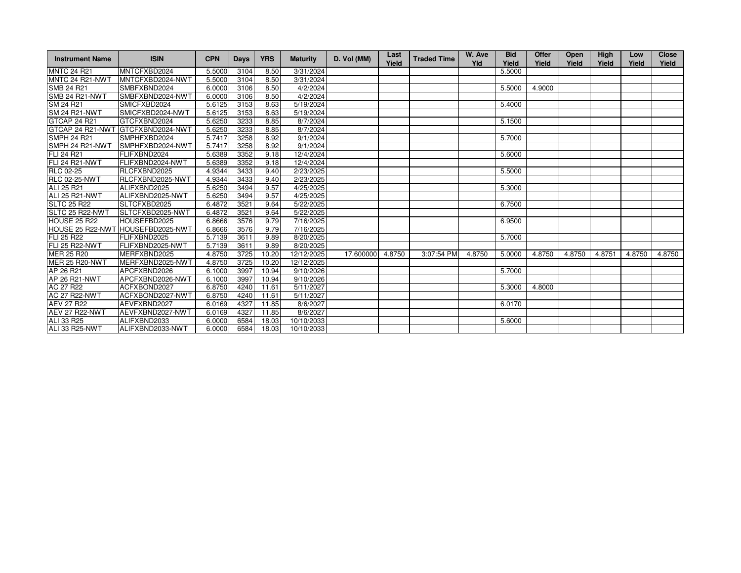| Instrument Name | ISIN | CPN | Days | YRS | Maturity | D. Vol (MM) | Last Yield | Traded Time | W. Ave Yld | Bid Yield | Offer Yield | Open Yield | High Yield | Low Yield | Close Yield |
|---|---|---|---|---|---|---|---|---|---|---|---|---|---|---|---|
| MNTC 24 R21 | MNTCFXBD2024 | 5.5000 | 3104 | 8.50 | 3/31/2024 | | | | | 5.5000 | | | | | |
| MNTC 24 R21-NWT | MNTCFXBD2024-NWT | 5.5000 | 3104 | 8.50 | 3/31/2024 | | | | | | | | | | |
| SMB 24 R21 | SMBFXBND2024 | 6.0000 | 3106 | 8.50 | 4/2/2024 | | | | | 5.5000 | 4.9000 | | | | |
| SMB 24 R21-NWT | SMBFXBND2024-NWT | 6.0000 | 3106 | 8.50 | 4/2/2024 | | | | | | | | | | |
| SM 24 R21 | SMICFXBD2024 | 5.6125 | 3153 | 8.63 | 5/19/2024 | | | | | 5.4000 | | | | | |
| SM 24 R21-NWT | SMICFXBD2024-NWT | 5.6125 | 3153 | 8.63 | 5/19/2024 | | | | | | | | | | |
| GTCAP 24 R21 | GTCFXBND2024 | 5.6250 | 3233 | 8.85 | 8/7/2024 | | | | | 5.1500 | | | | | |
| GTCAP 24 R21-NWT | GTCFXBND2024-NWT | 5.6250 | 3233 | 8.85 | 8/7/2024 | | | | | | | | | | |
| SMPH 24 R21 | SMPHFXBD2024 | 5.7417 | 3258 | 8.92 | 9/1/2024 | | | | | 5.7000 | | | | | |
| SMPH 24 R21-NWT | SMPHFXBD2024-NWT | 5.7417 | 3258 | 8.92 | 9/1/2024 | | | | | | | | | | |
| FLI 24 R21 | FLIFXBND2024 | 5.6389 | 3352 | 9.18 | 12/4/2024 | | | | | 5.6000 | | | | | |
| FLI 24 R21-NWT | FLIFXBND2024-NWT | 5.6389 | 3352 | 9.18 | 12/4/2024 | | | | | | | | | | |
| RLC 02-25 | RLCFXBND2025 | 4.9344 | 3433 | 9.40 | 2/23/2025 | | | | | 5.5000 | | | | | |
| RLC 02-25-NWT | RLCFXBND2025-NWT | 4.9344 | 3433 | 9.40 | 2/23/2025 | | | | | | | | | | |
| ALI 25 R21 | ALIFXBND2025 | 5.6250 | 3494 | 9.57 | 4/25/2025 | | | | | 5.3000 | | | | | |
| ALI 25 R21-NWT | ALIFXBND2025-NWT | 5.6250 | 3494 | 9.57 | 4/25/2025 | | | | | | | | | | |
| SLTC 25 R22 | SLTCFXBD2025 | 6.4872 | 3521 | 9.64 | 5/22/2025 | | | | | 6.7500 | | | | | |
| SLTC 25 R22-NWT | SLTCFXBD2025-NWT | 6.4872 | 3521 | 9.64 | 5/22/2025 | | | | | | | | | | |
| HOUSE 25 R22 | HOUSEFBD2025 | 6.8666 | 3576 | 9.79 | 7/16/2025 | | | | | 6.9500 | | | | | |
| HOUSE 25 R22-NWT | HOUSEFBD2025-NWT | 6.8666 | 3576 | 9.79 | 7/16/2025 | | | | | | | | | | |
| FLI 25 R22 | FLIFXBND2025 | 5.7139 | 3611 | 9.89 | 8/20/2025 | | | | | 5.7000 | | | | | |
| FLI 25 R22-NWT | FLIFXBND2025-NWT | 5.7139 | 3611 | 9.89 | 8/20/2025 | | | | | | | | | | |
| MER 25 R20 | MERFXBND2025 | 4.8750 | 3725 | 10.20 | 12/12/2025 | 17.600000 | 4.8750 | 3:07:54 PM | 4.8750 | 5.0000 | 4.8750 | 4.8750 | 4.8751 | 4.8750 | 4.8750 |
| MER 25 R20-NWT | MERFXBND2025-NWT | 4.8750 | 3725 | 10.20 | 12/12/2025 | | | | | | | | | | |
| AP 26 R21 | APCFXBND2026 | 6.1000 | 3997 | 10.94 | 9/10/2026 | | | | | 5.7000 | | | | | |
| AP 26 R21-NWT | APCFXBND2026-NWT | 6.1000 | 3997 | 10.94 | 9/10/2026 | | | | | | | | | | |
| AC 27 R22 | ACFXBOND2027 | 6.8750 | 4240 | 11.61 | 5/11/2027 | | | | | 5.3000 | 4.8000 | | | | |
| AC 27 R22-NWT | ACFXBOND2027-NWT | 6.8750 | 4240 | 11.61 | 5/11/2027 | | | | | | | | | | |
| AEV 27 R22 | AEVFXBND2027 | 6.0169 | 4327 | 11.85 | 8/6/2027 | | | | | 6.0170 | | | | | |
| AEV 27 R22-NWT | AEVFXBND2027-NWT | 6.0169 | 4327 | 11.85 | 8/6/2027 | | | | | | | | | | |
| ALI 33 R25 | ALIFXBND2033 | 6.0000 | 6584 | 18.03 | 10/10/2033 | | | | | 5.6000 | | | | | |
| ALI 33 R25-NWT | ALIFXBND2033-NWT | 6.0000 | 6584 | 18.03 | 10/10/2033 | | | | | | | | | | |